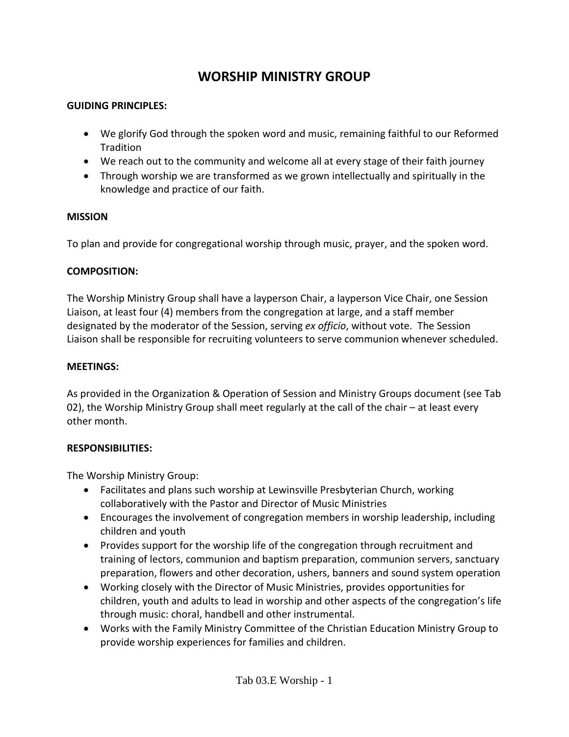# WORSHIP MINISTRY GROUP

**GUIDING PRINCIPLES:**

- We glorify God through the spoken word and music, remaining faithful to our Reformed Tradition
- We reach out to the community and welcome all at every stage of their faith journey
- Through worship we are transformed as we grown intellectually and spiritually in the knowledge and practice of our faith.

**MISSION**

To plan and provide for congregational worship through music, prayer, and the spoken word.

**COMPOSITION:**

The Worship Ministry Group shall have a layperson Chair, a layperson Vice Chair, one Session Liaison, at least four (4) members from the congregation at large, and a staff member designated by the moderator of the Session, serving *ex officio*, without vote. The Session Liaison shall be responsible for recruiting volunteers to serve communion whenever scheduled.

**MEETINGS:**

As provided in the Organization & Operation of Session and Ministry Groups document (see Tab 02), the Worship Ministry Group shall meet regularly at the call of the chair – at least every other month.

**RESPONSIBILITIES:**

The Worship Ministry Group:

- Facilitates and plans such worship at Lewinsville Presbyterian Church, working collaboratively with the Pastor and Director of Music Ministries
- Encourages the involvement of congregation members in worship leadership, including children and youth
- Provides support for the worship life of the congregation through recruitment and training of lectors, communion and baptism preparation, communion servers, sanctuary preparation, flowers and other decoration, ushers, banners and sound system operation
- Working closely with the Director of Music Ministries, provides opportunities for children, youth and adults to lead in worship and other aspects of the congregation's life through music: choral, handbell and other instrumental.
- Works with the Family Ministry Committee of the Christian Education Ministry Group to provide worship experiences for families and children.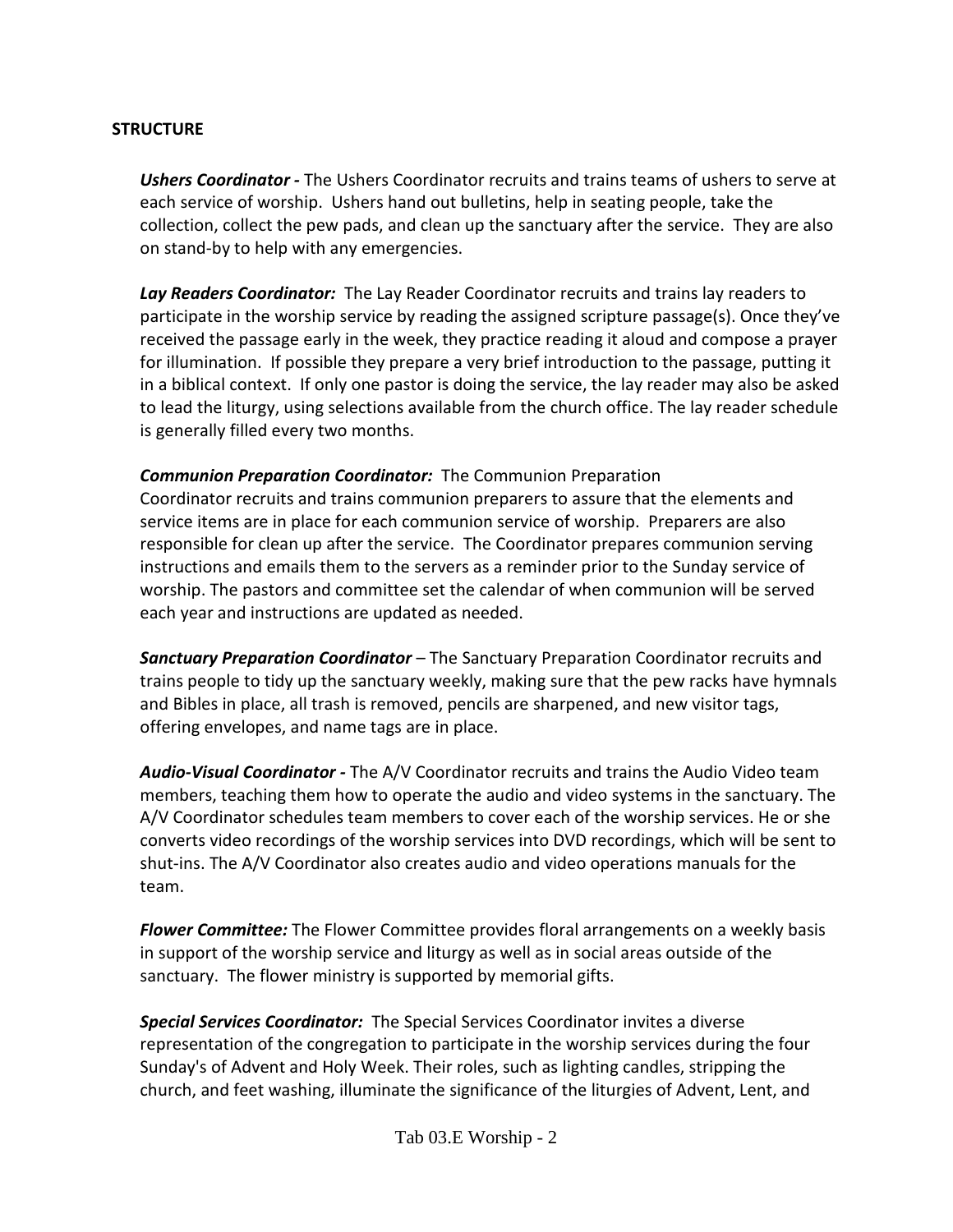**STRUCTURE**

***Ushers Coordinator -*** The Ushers Coordinator recruits and trains teams of ushers to serve at each service of worship. Ushers hand out bulletins, help in seating people, take the collection, collect the pew pads, and clean up the sanctuary after the service. They are also on stand-by to help with any emergencies.

***Lay Readers Coordinator:*** The Lay Reader Coordinator recruits and trains lay readers to participate in the worship service by reading the assigned scripture passage(s). Once they've received the passage early in the week, they practice reading it aloud and compose a prayer for illumination. If possible they prepare a very brief introduction to the passage, putting it in a biblical context. If only one pastor is doing the service, the lay reader may also be asked to lead the liturgy, using selections available from the church office. The lay reader schedule is generally filled every two months.

***Communion Preparation Coordinator:*** The Communion Preparation Coordinator recruits and trains communion preparers to assure that the elements and service items are in place for each communion service of worship. Preparers are also responsible for clean up after the service. The Coordinator prepares communion serving instructions and emails them to the servers as a reminder prior to the Sunday service of worship. The pastors and committee set the calendar of when communion will be served each year and instructions are updated as needed.

***Sanctuary Preparation Coordinator*** – The Sanctuary Preparation Coordinator recruits and trains people to tidy up the sanctuary weekly, making sure that the pew racks have hymnals and Bibles in place, all trash is removed, pencils are sharpened, and new visitor tags, offering envelopes, and name tags are in place.

***Audio-Visual Coordinator -*** The A/V Coordinator recruits and trains the Audio Video team members, teaching them how to operate the audio and video systems in the sanctuary. The A/V Coordinator schedules team members to cover each of the worship services. He or she converts video recordings of the worship services into DVD recordings, which will be sent to shut-ins. The A/V Coordinator also creates audio and video operations manuals for the team.

***Flower Committee:*** The Flower Committee provides floral arrangements on a weekly basis in support of the worship service and liturgy as well as in social areas outside of the sanctuary. The flower ministry is supported by memorial gifts.

***Special Services Coordinator:*** The Special Services Coordinator invites a diverse representation of the congregation to participate in the worship services during the four Sunday's of Advent and Holy Week. Their roles, such as lighting candles, stripping the church, and feet washing, illuminate the significance of the liturgies of Advent, Lent, and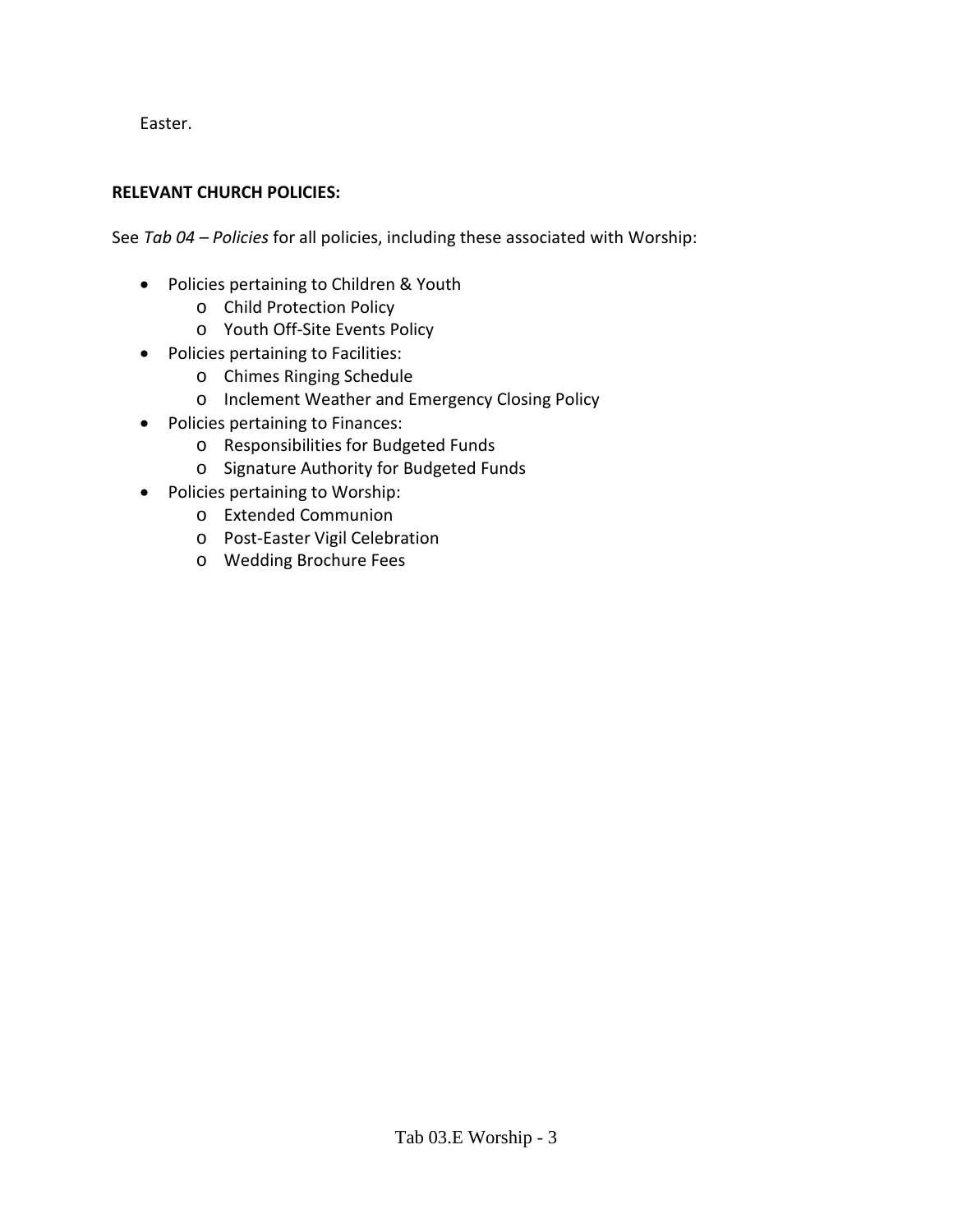Easter.

**RELEVANT CHURCH POLICIES:**

See *Tab 04 – Policies* for all policies, including these associated with Worship:

- Policies pertaining to Children & Youth
  - Child Protection Policy
  - Youth Off-Site Events Policy
- Policies pertaining to Facilities:
  - Chimes Ringing Schedule
  - Inclement Weather and Emergency Closing Policy
- Policies pertaining to Finances:
  - Responsibilities for Budgeted Funds
  - Signature Authority for Budgeted Funds
- Policies pertaining to Worship:
  - Extended Communion
  - Post-Easter Vigil Celebration
  - Wedding Brochure Fees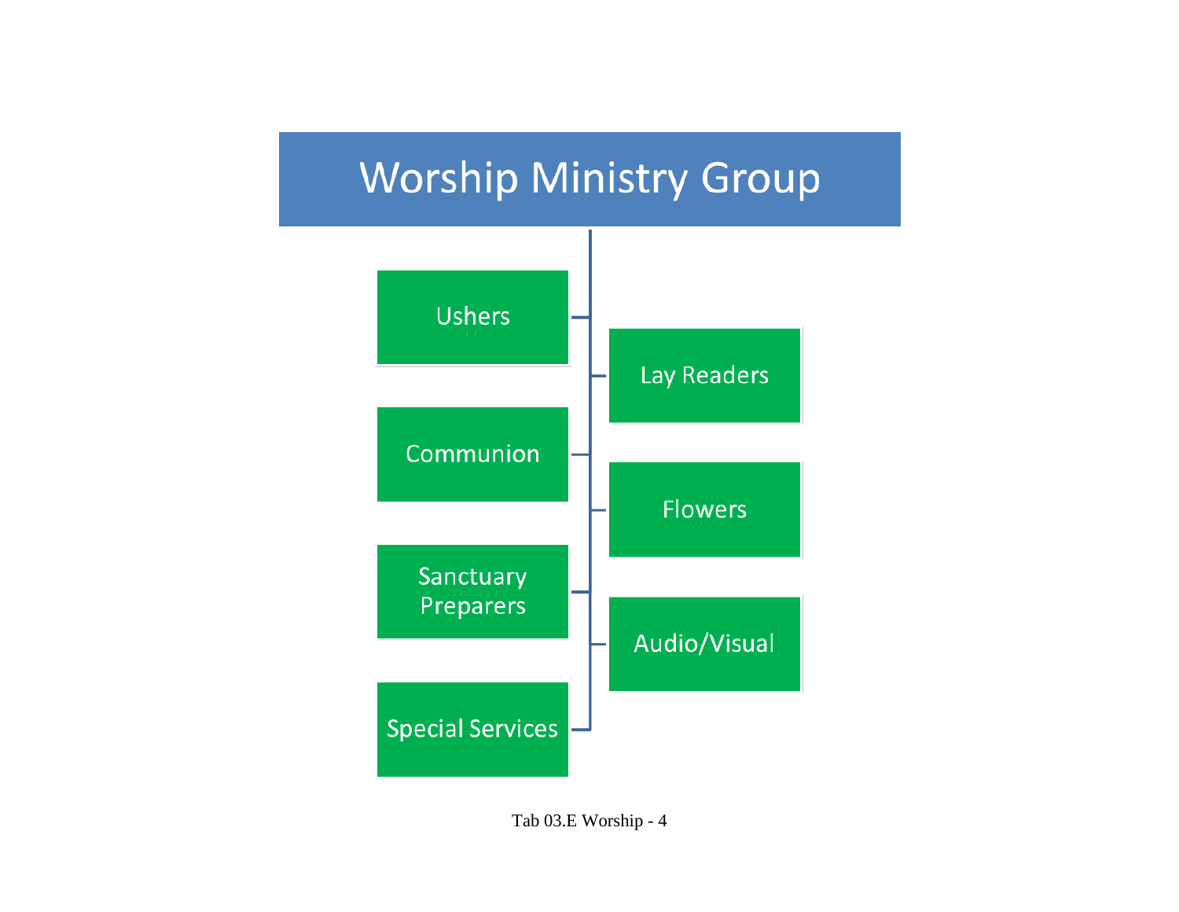# Worship Ministry Group

- Ushers
- Lay Readers
- Communion
- Flowers
- Sanctuary Preparers
- Audio/Visual
- Special Services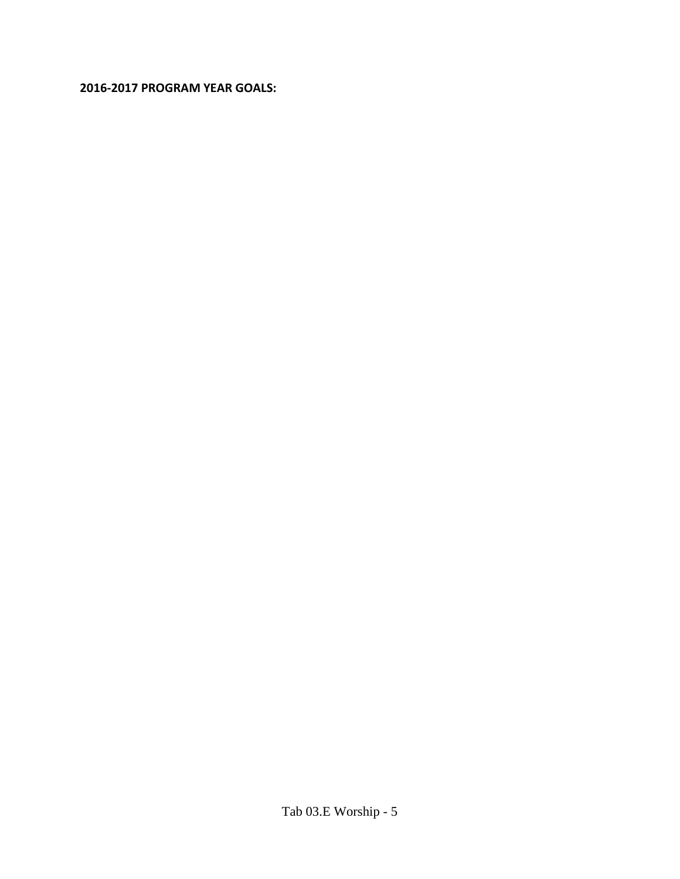**2016-2017 PROGRAM YEAR GOALS:**